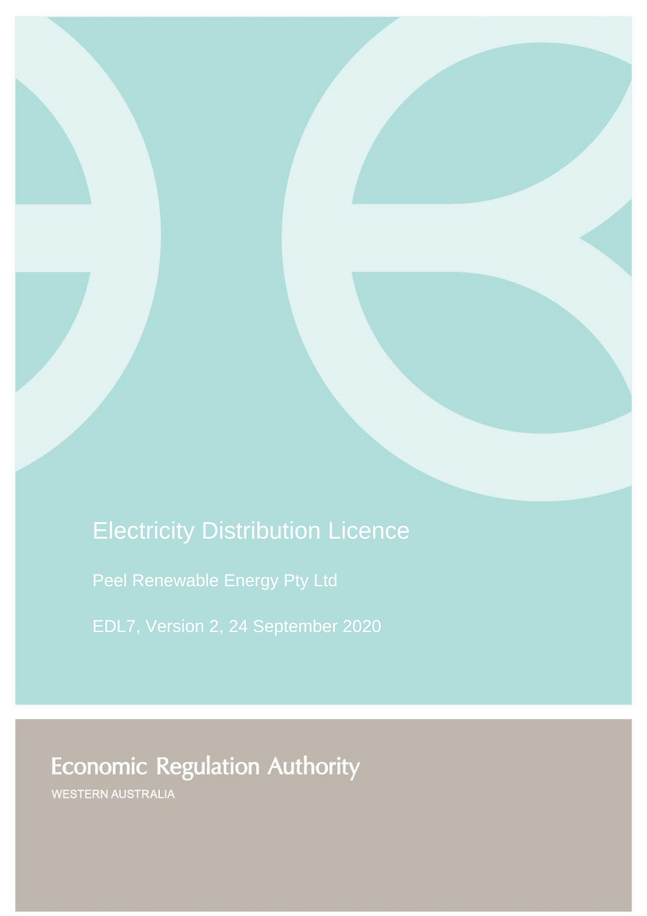# Electricity Distribution Licence

Peel Renewable Energy Pty Ltd

EDL7, Version 2, 24 September 2020

Economic Regulation Authority

WESTERN AUSTRALIA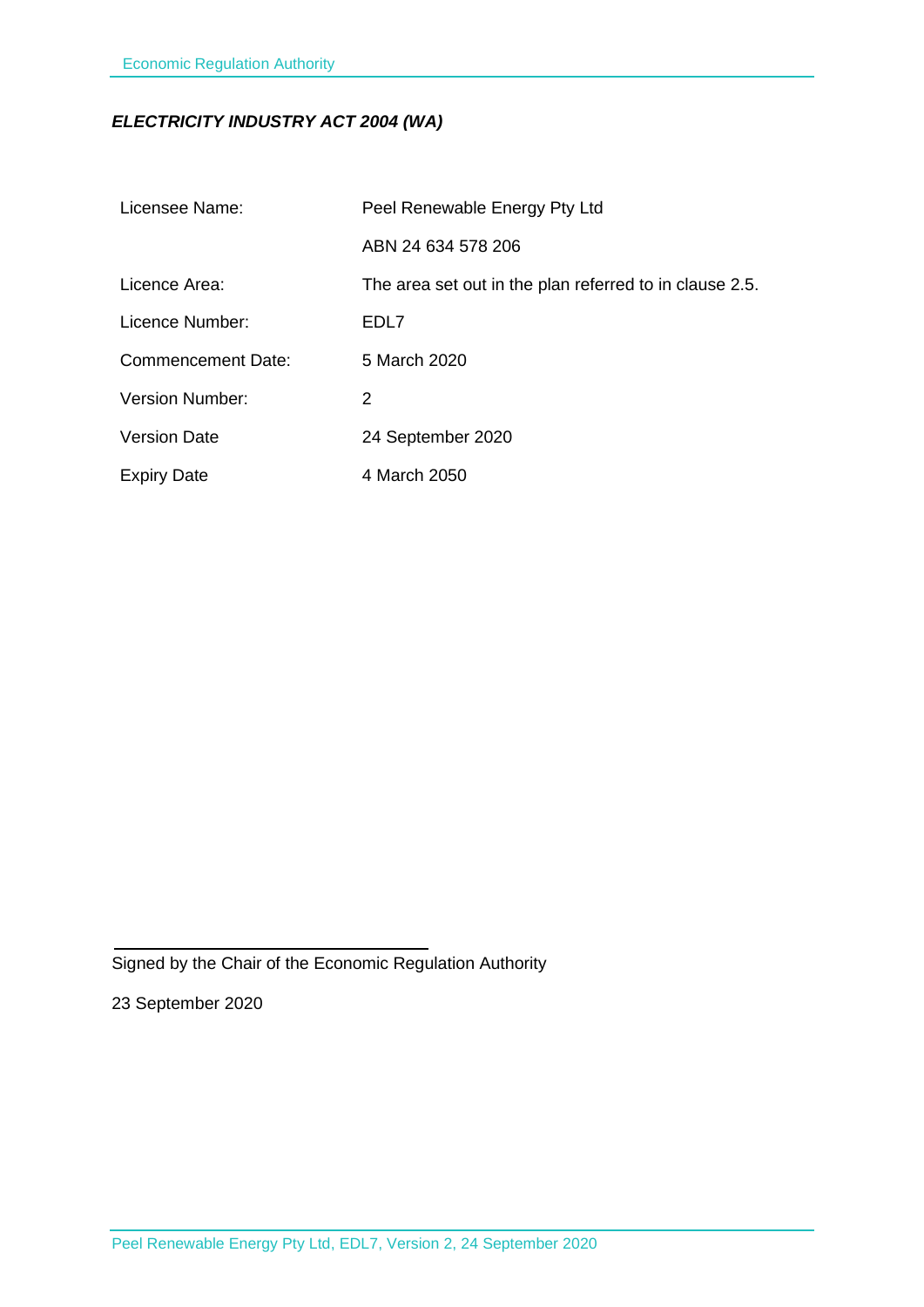***ELECTRICITY INDUSTRY ACT 2004 (WA)***

| | |
|---|---|
| Licensee Name: | Peel Renewable Energy Pty Ltd |
| | ABN 24 634 578 206 |
| Licence Area: | The area set out in the plan referred to in clause 2.5. |
| Licence Number: | EDL7 |
| Commencement Date: | 5 March 2020 |
| Version Number: | 2 |
| Version Date | 24 September 2020 |
| Expiry Date | 4 March 2050 |

Signed by the Chair of the Economic Regulation Authority

23 September 2020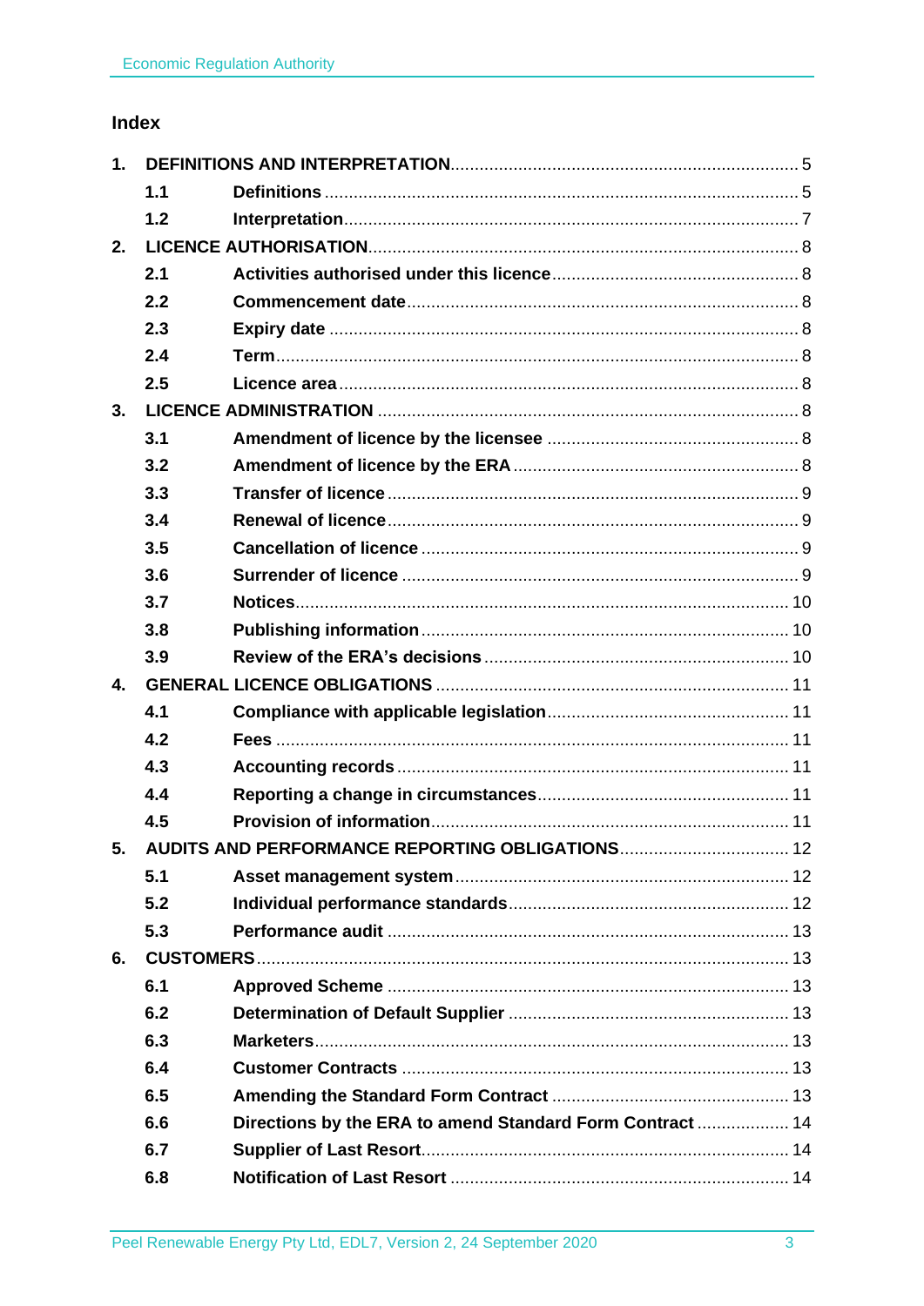## Index

| | | | |
|---|---|---|---|
| **1.** | **DEFINITIONS AND INTERPRETATION** | | 5 |
| | **1.1** | **Definitions** | 5 |
| | **1.2** | **Interpretation** | 7 |
| **2.** | **LICENCE AUTHORISATION** | | 8 |
| | **2.1** | **Activities authorised under this licence** | 8 |
| | **2.2** | **Commencement date** | 8 |
| | **2.3** | **Expiry date** | 8 |
| | **2.4** | **Term** | 8 |
| | **2.5** | **Licence area** | 8 |
| **3.** | **LICENCE ADMINISTRATION** | | 8 |
| | **3.1** | **Amendment of licence by the licensee** | 8 |
| | **3.2** | **Amendment of licence by the ERA** | 8 |
| | **3.3** | **Transfer of licence** | 9 |
| | **3.4** | **Renewal of licence** | 9 |
| | **3.5** | **Cancellation of licence** | 9 |
| | **3.6** | **Surrender of licence** | 9 |
| | **3.7** | **Notices** | 10 |
| | **3.8** | **Publishing information** | 10 |
| | **3.9** | **Review of the ERA's decisions** | 10 |
| **4.** | **GENERAL LICENCE OBLIGATIONS** | | 11 |
| | **4.1** | **Compliance with applicable legislation** | 11 |
| | **4.2** | **Fees** | 11 |
| | **4.3** | **Accounting records** | 11 |
| | **4.4** | **Reporting a change in circumstances** | 11 |
| | **4.5** | **Provision of information** | 11 |
| **5.** | **AUDITS AND PERFORMANCE REPORTING OBLIGATIONS** | | 12 |
| | **5.1** | **Asset management system** | 12 |
| | **5.2** | **Individual performance standards** | 12 |
| | **5.3** | **Performance audit** | 13 |
| **6.** | **CUSTOMERS** | | 13 |
| | **6.1** | **Approved Scheme** | 13 |
| | **6.2** | **Determination of Default Supplier** | 13 |
| | **6.3** | **Marketers** | 13 |
| | **6.4** | **Customer Contracts** | 13 |
| | **6.5** | **Amending the Standard Form Contract** | 13 |
| | **6.6** | **Directions by the ERA to amend Standard Form Contract** | 14 |
| | **6.7** | **Supplier of Last Resort** | 14 |
| | **6.8** | **Notification of Last Resort** | 14 |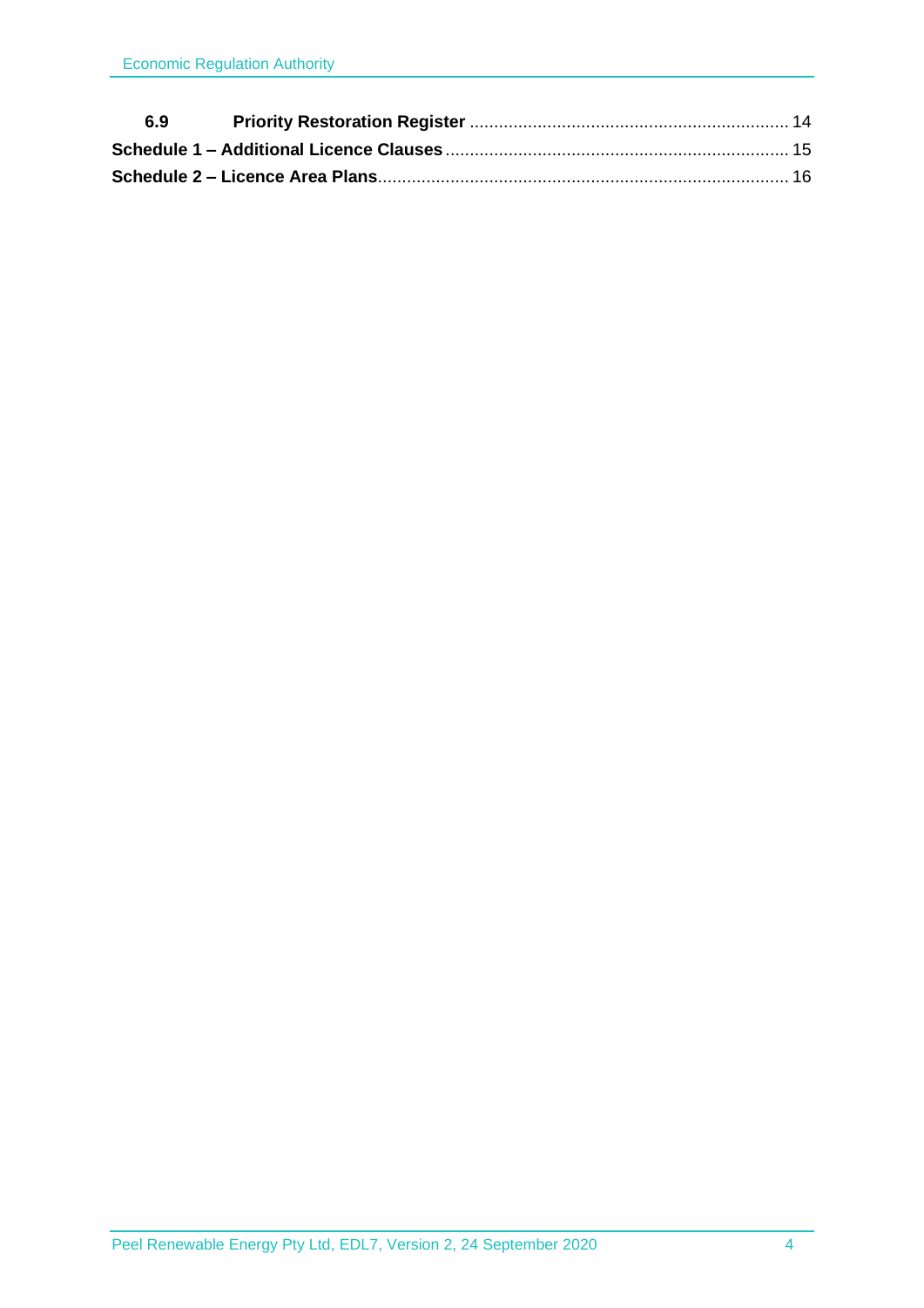**6.9 Priority Restoration Register** ........................................................... 14

**Schedule 1 – Additional Licence Clauses** ................................................. 15

**Schedule 2 – Licence Area Plans** .............................................................. 16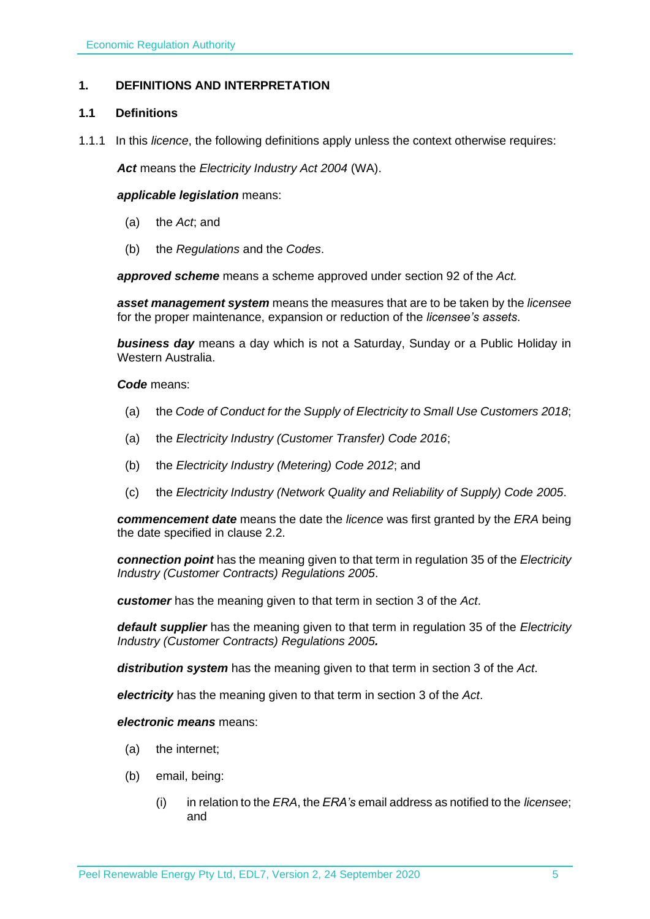## 1. DEFINITIONS AND INTERPRETATION

### 1.1 Definitions

1.1.1 In this *licence*, the following definitions apply unless the context otherwise requires:

***Act*** means the *Electricity Industry Act 2004* (WA).

***applicable legislation*** means:

(a) the *Act*; and

(b) the *Regulations* and the *Codes*.

***approved scheme*** means a scheme approved under section 92 of the *Act.*

***asset management system*** means the measures that are to be taken by the *licensee* for the proper maintenance, expansion or reduction of the *licensee's assets*.

***business day*** means a day which is not a Saturday, Sunday or a Public Holiday in Western Australia.

***Code*** means:

(a) the *Code of Conduct for the Supply of Electricity to Small Use Customers 2018*;

(a) the *Electricity Industry (Customer Transfer) Code 2016*;

(b) the *Electricity Industry (Metering) Code 2012*; and

(c) the *Electricity Industry (Network Quality and Reliability of Supply) Code 2005*.

***commencement date*** means the date the *licence* was first granted by the *ERA* being the date specified in clause 2.2.

***connection point*** has the meaning given to that term in regulation 35 of the *Electricity Industry (Customer Contracts) Regulations 2005*.

***customer*** has the meaning given to that term in section 3 of the *Act*.

***default supplier*** has the meaning given to that term in regulation 35 of the *Electricity Industry (Customer Contracts) Regulations 2005.*

***distribution system*** has the meaning given to that term in section 3 of the *Act*.

***electricity*** has the meaning given to that term in section 3 of the *Act*.

***electronic means*** means:

(a) the internet;

(b) email, being:

(i) in relation to the *ERA*, the *ERA's* email address as notified to the *licensee*; and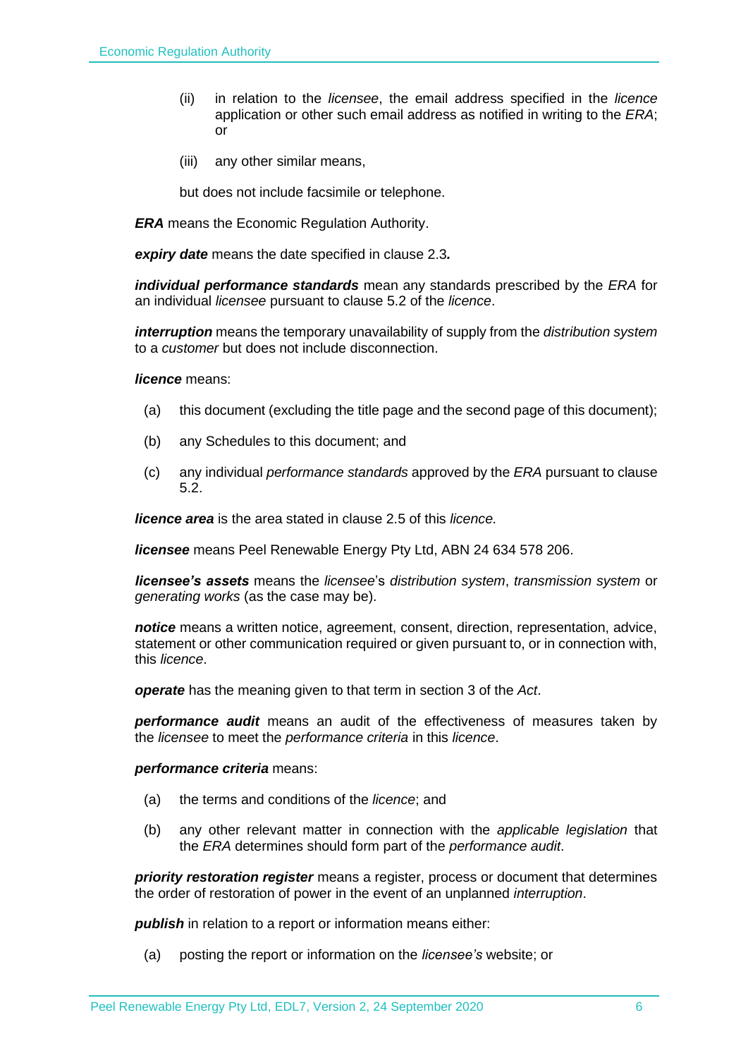(ii) in relation to the *licensee*, the email address specified in the *licence* application or other such email address as notified in writing to the *ERA*; or

(iii) any other similar means,

but does not include facsimile or telephone.

***ERA*** means the Economic Regulation Authority.

***expiry date*** means the date specified in clause 2.3***.***

***individual performance standards*** mean any standards prescribed by the *ERA* for an individual *licensee* pursuant to clause 5.2 of the *licence*.

***interruption*** means the temporary unavailability of supply from the *distribution system* to a *customer* but does not include disconnection.

***licence*** means:

(a) this document (excluding the title page and the second page of this document);

(b) any Schedules to this document; and

(c) any individual *performance standards* approved by the *ERA* pursuant to clause 5.2.

***licence area*** is the area stated in clause 2.5 of this *licence.*

***licensee*** means Peel Renewable Energy Pty Ltd, ABN 24 634 578 206.

***licensee's assets*** means the *licensee*'s *distribution system*, *transmission system* or *generating works* (as the case may be).

***notice*** means a written notice, agreement, consent, direction, representation, advice, statement or other communication required or given pursuant to, or in connection with, this *licence*.

***operate*** has the meaning given to that term in section 3 of the *Act*.

***performance audit*** means an audit of the effectiveness of measures taken by the *licensee* to meet the *performance criteria* in this *licence*.

***performance criteria*** means:

(a) the terms and conditions of the *licence*; and

(b) any other relevant matter in connection with the *applicable legislation* that the *ERA* determines should form part of the *performance audit*.

***priority restoration register*** means a register, process or document that determines the order of restoration of power in the event of an unplanned *interruption*.

***publish*** in relation to a report or information means either:

(a) posting the report or information on the *licensee's* website; or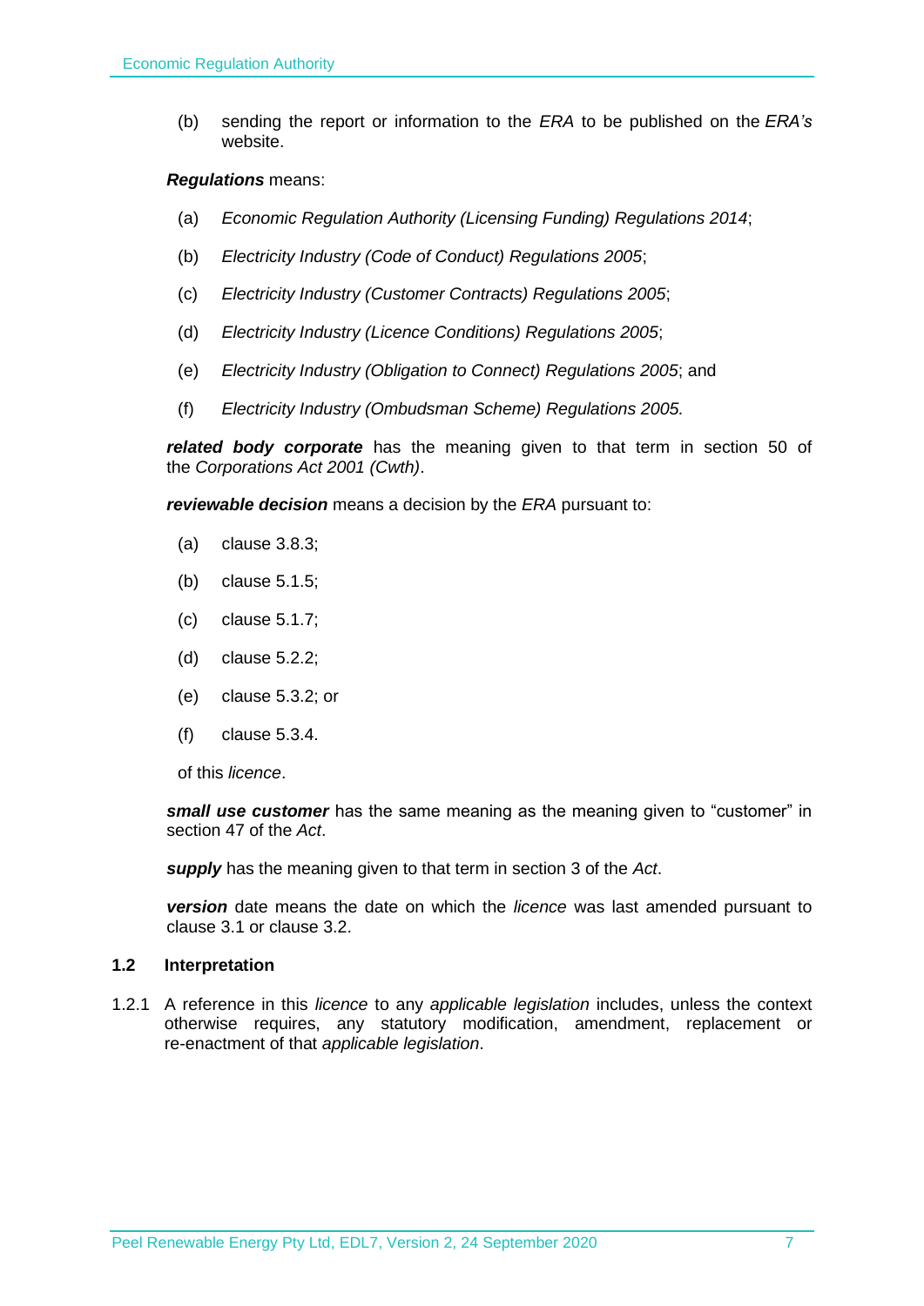(b) sending the report or information to the *ERA* to be published on the *ERA's* website.

***Regulations*** means:

(a) *Economic Regulation Authority (Licensing Funding) Regulations 2014*;

(b) *Electricity Industry (Code of Conduct) Regulations 2005*;

(c) *Electricity Industry (Customer Contracts) Regulations 2005*;

(d) *Electricity Industry (Licence Conditions) Regulations 2005*;

(e) *Electricity Industry (Obligation to Connect) Regulations 2005*; and

(f) *Electricity Industry (Ombudsman Scheme) Regulations 2005.*

***related body corporate*** has the meaning given to that term in section 50 of the *Corporations Act 2001 (Cwth)*.

***reviewable decision*** means a decision by the *ERA* pursuant to:

(a) clause 3.8.3;

(b) clause 5.1.5;

(c) clause 5.1.7;

(d) clause 5.2.2;

(e) clause 5.3.2; or

(f) clause 5.3.4.

of this *licence*.

***small use customer*** has the same meaning as the meaning given to "customer" in section 47 of the *Act*.

***supply*** has the meaning given to that term in section 3 of the *Act*.

***version*** date means the date on which the *licence* was last amended pursuant to clause 3.1 or clause 3.2.

### 1.2 Interpretation

1.2.1 A reference in this *licence* to any *applicable legislation* includes, unless the context otherwise requires, any statutory modification, amendment, replacement or re-enactment of that *applicable legislation*.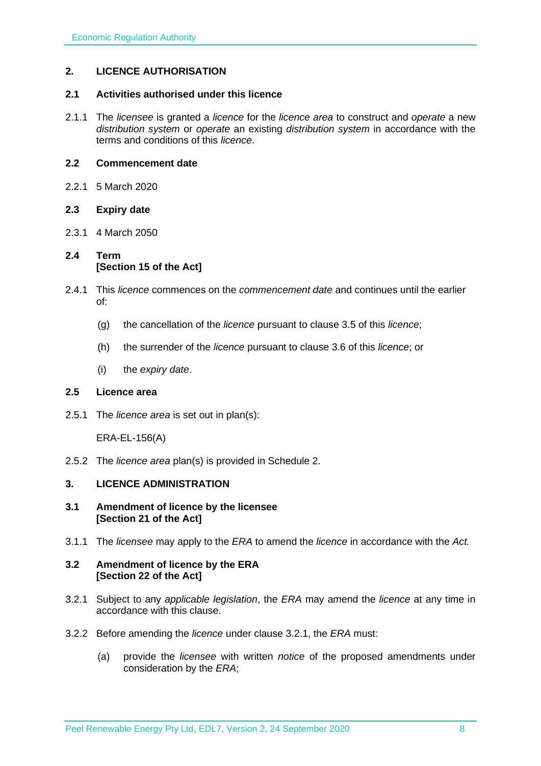## 2. LICENCE AUTHORISATION

### 2.1 Activities authorised under this licence

2.1.1 The *licensee* is granted a *licence* for the *licence area* to construct and *operate* a new *distribution system* or *operate* an existing *distribution system* in accordance with the terms and conditions of this *licence*.

### 2.2 Commencement date

2.2.1 5 March 2020

### 2.3 Expiry date

2.3.1 4 March 2050

### 2.4 Term
**[Section 15 of the Act]**

2.4.1 This *licence* commences on the *commencement date* and continues until the earlier of:

(g) the cancellation of the *licence* pursuant to clause 3.5 of this *licence*;

(h) the surrender of the *licence* pursuant to clause 3.6 of this *licence*; or

(i) the *expiry date*.

### 2.5 Licence area

2.5.1 The *licence area* is set out in plan(s):

ERA-EL-156(A)

2.5.2 The *licence area* plan(s) is provided in Schedule 2.

## 3. LICENCE ADMINISTRATION

### 3.1 Amendment of licence by the licensee
**[Section 21 of the Act]**

3.1.1 The *licensee* may apply to the *ERA* to amend the *licence* in accordance with the *Act.*

### 3.2 Amendment of licence by the ERA
**[Section 22 of the Act]**

3.2.1 Subject to any *applicable legislation*, the *ERA* may amend the *licence* at any time in accordance with this clause.

3.2.2 Before amending the *licence* under clause 3.2.1, the *ERA* must:

(a) provide the *licensee* with written *notice* of the proposed amendments under consideration by the *ERA*;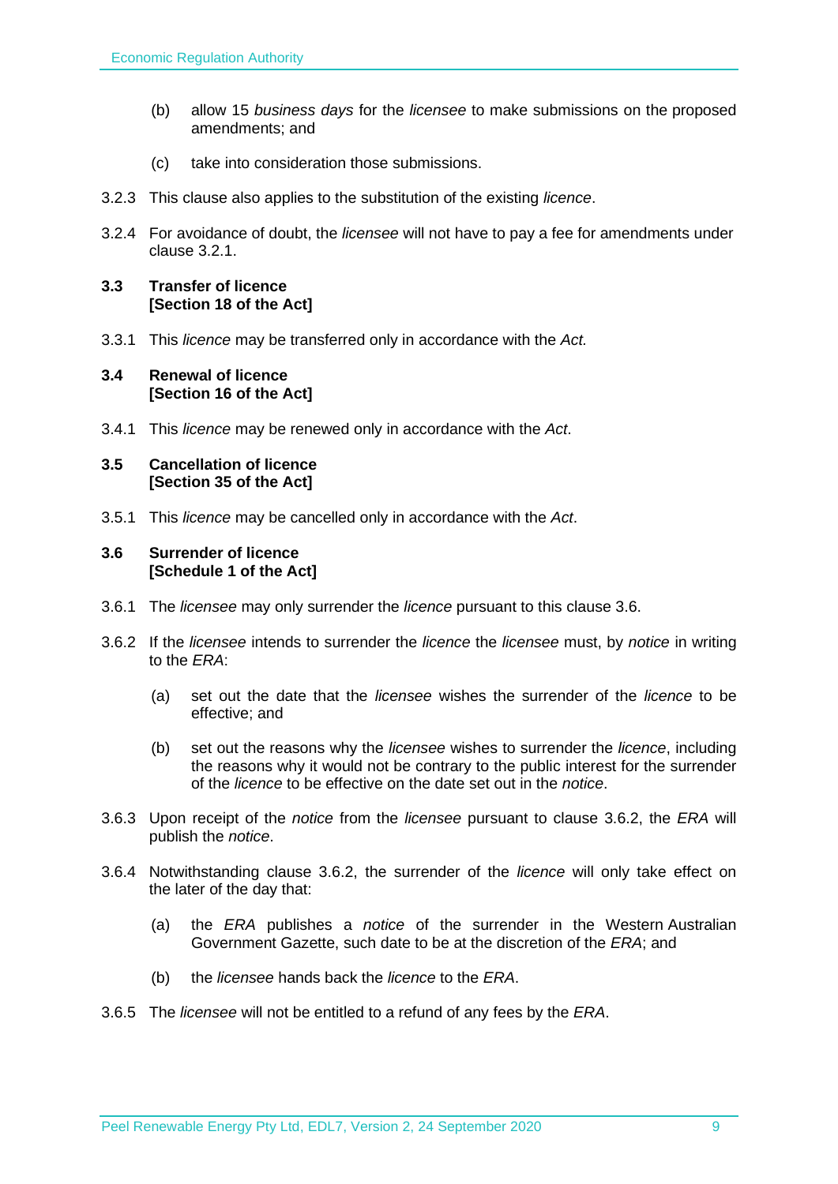(b) allow 15 *business days* for the *licensee* to make submissions on the proposed amendments; and

(c) take into consideration those submissions.

3.2.3 This clause also applies to the substitution of the existing *licence*.

3.2.4 For avoidance of doubt, the *licensee* will not have to pay a fee for amendments under clause 3.2.1.

### 3.3 Transfer of licence [Section 18 of the Act]

3.3.1 This *licence* may be transferred only in accordance with the *Act.*

### 3.4 Renewal of licence [Section 16 of the Act]

3.4.1 This *licence* may be renewed only in accordance with the *Act*.

### 3.5 Cancellation of licence [Section 35 of the Act]

3.5.1 This *licence* may be cancelled only in accordance with the *Act*.

### 3.6 Surrender of licence [Schedule 1 of the Act]

3.6.1 The *licensee* may only surrender the *licence* pursuant to this clause 3.6.

3.6.2 If the *licensee* intends to surrender the *licence* the *licensee* must, by *notice* in writing to the *ERA*:

(a) set out the date that the *licensee* wishes the surrender of the *licence* to be effective; and

(b) set out the reasons why the *licensee* wishes to surrender the *licence*, including the reasons why it would not be contrary to the public interest for the surrender of the *licence* to be effective on the date set out in the *notice*.

3.6.3 Upon receipt of the *notice* from the *licensee* pursuant to clause 3.6.2, the *ERA* will publish the *notice*.

3.6.4 Notwithstanding clause 3.6.2, the surrender of the *licence* will only take effect on the later of the day that:

(a) the *ERA* publishes a *notice* of the surrender in the Western Australian Government Gazette, such date to be at the discretion of the *ERA*; and

(b) the *licensee* hands back the *licence* to the *ERA*.

3.6.5 The *licensee* will not be entitled to a refund of any fees by the *ERA*.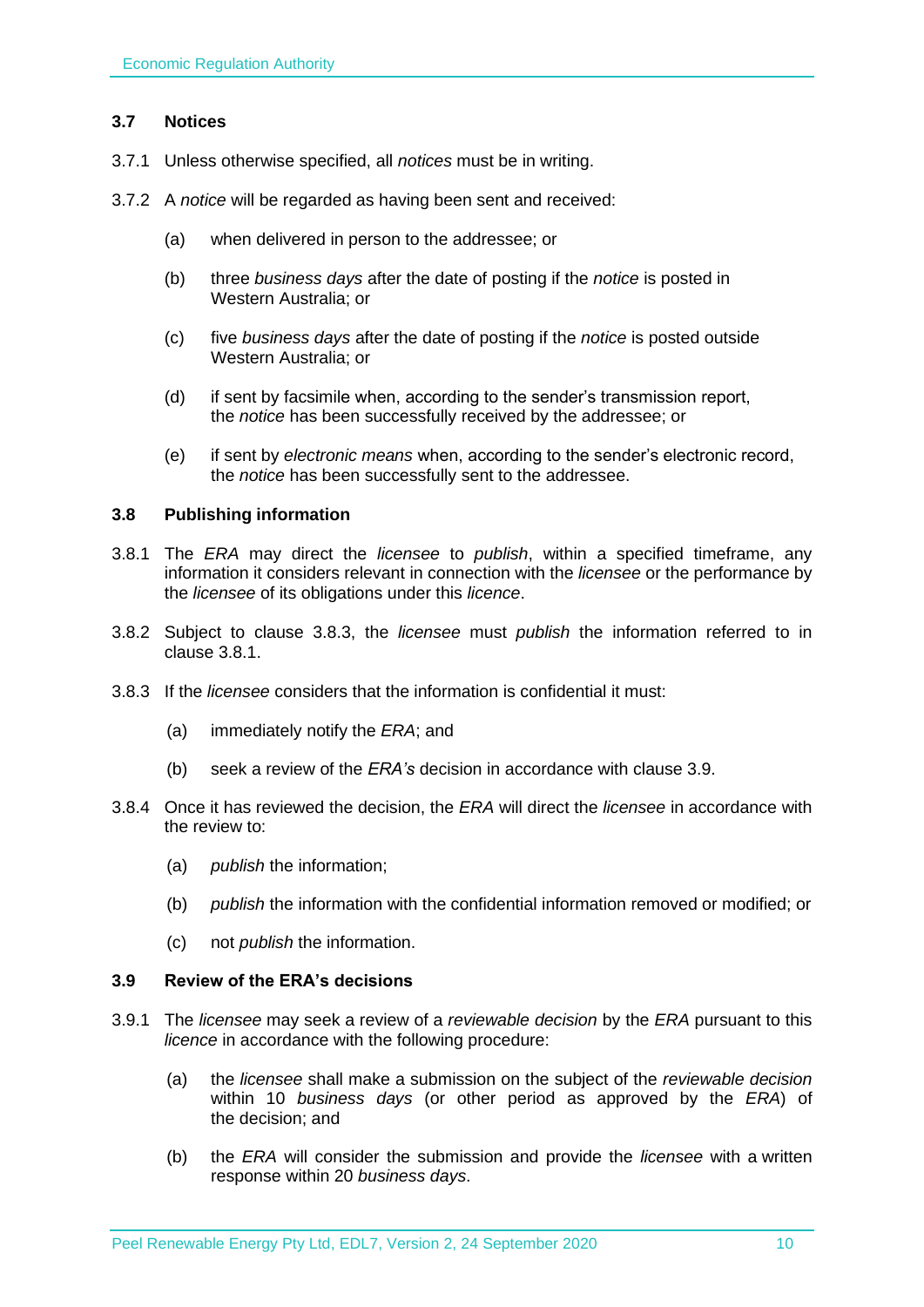### 3.7 Notices

3.7.1 Unless otherwise specified, all *notices* must be in writing.

3.7.2 A *notice* will be regarded as having been sent and received:

(a) when delivered in person to the addressee; or

(b) three *business days* after the date of posting if the *notice* is posted in Western Australia; or

(c) five *business days* after the date of posting if the *notice* is posted outside Western Australia; or

(d) if sent by facsimile when, according to the sender's transmission report, the *notice* has been successfully received by the addressee; or

(e) if sent by *electronic means* when, according to the sender's electronic record, the *notice* has been successfully sent to the addressee.

### 3.8 Publishing information

3.8.1 The *ERA* may direct the *licensee* to *publish*, within a specified timeframe, any information it considers relevant in connection with the *licensee* or the performance by the *licensee* of its obligations under this *licence*.

3.8.2 Subject to clause 3.8.3, the *licensee* must *publish* the information referred to in clause 3.8.1.

3.8.3 If the *licensee* considers that the information is confidential it must:

(a) immediately notify the *ERA*; and

(b) seek a review of the *ERA's* decision in accordance with clause 3.9.

3.8.4 Once it has reviewed the decision, the *ERA* will direct the *licensee* in accordance with the review to:

(a) *publish* the information;

(b) *publish* the information with the confidential information removed or modified; or

(c) not *publish* the information.

### 3.9 Review of the ERA's decisions

3.9.1 The *licensee* may seek a review of a *reviewable decision* by the *ERA* pursuant to this *licence* in accordance with the following procedure:

(a) the *licensee* shall make a submission on the subject of the *reviewable decision* within 10 *business days* (or other period as approved by the *ERA*) of the decision; and

(b) the *ERA* will consider the submission and provide the *licensee* with a written response within 20 *business days*.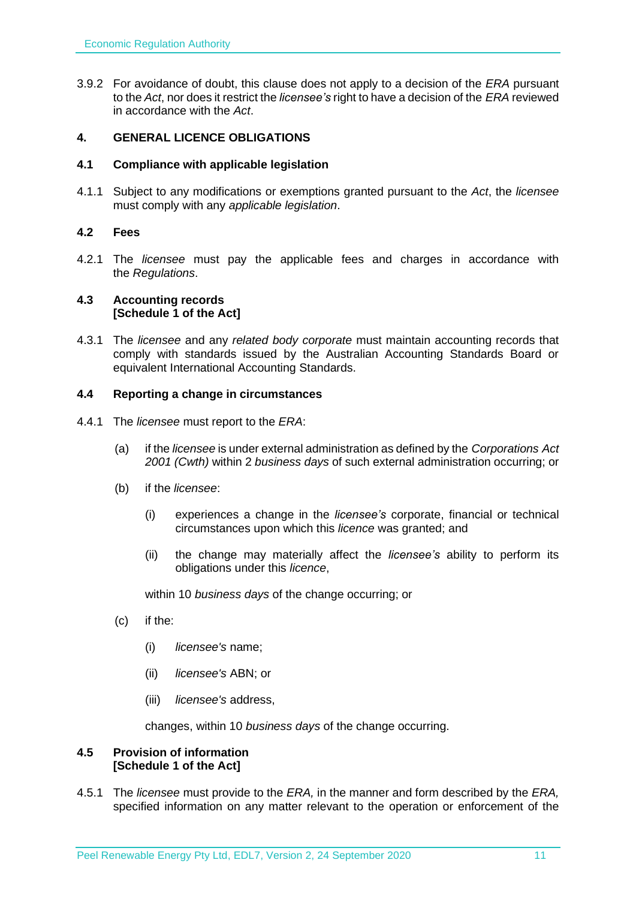3.9.2 For avoidance of doubt, this clause does not apply to a decision of the *ERA* pursuant to the *Act*, nor does it restrict the *licensee's* right to have a decision of the *ERA* reviewed in accordance with the *Act*.

## 4. GENERAL LICENCE OBLIGATIONS

### 4.1 Compliance with applicable legislation

4.1.1 Subject to any modifications or exemptions granted pursuant to the *Act*, the *licensee* must comply with any *applicable legislation*.

### 4.2 Fees

4.2.1 The *licensee* must pay the applicable fees and charges in accordance with the *Regulations*.

### 4.3 Accounting records [Schedule 1 of the Act]

4.3.1 The *licensee* and any *related body corporate* must maintain accounting records that comply with standards issued by the Australian Accounting Standards Board or equivalent International Accounting Standards.

### 4.4 Reporting a change in circumstances

4.4.1 The *licensee* must report to the *ERA*:

(a) if the *licensee* is under external administration as defined by the *Corporations Act 2001 (Cwth)* within 2 *business days* of such external administration occurring; or

(b) if the *licensee*:

(i) experiences a change in the *licensee's* corporate, financial or technical circumstances upon which this *licence* was granted; and

(ii) the change may materially affect the *licensee's* ability to perform its obligations under this *licence*,

within 10 *business days* of the change occurring; or

(c) if the:

(i) *licensee's* name;

(ii) *licensee's* ABN; or

(iii) *licensee's* address,

changes, within 10 *business days* of the change occurring.

### 4.5 Provision of information [Schedule 1 of the Act]

4.5.1 The *licensee* must provide to the *ERA,* in the manner and form described by the *ERA,* specified information on any matter relevant to the operation or enforcement of the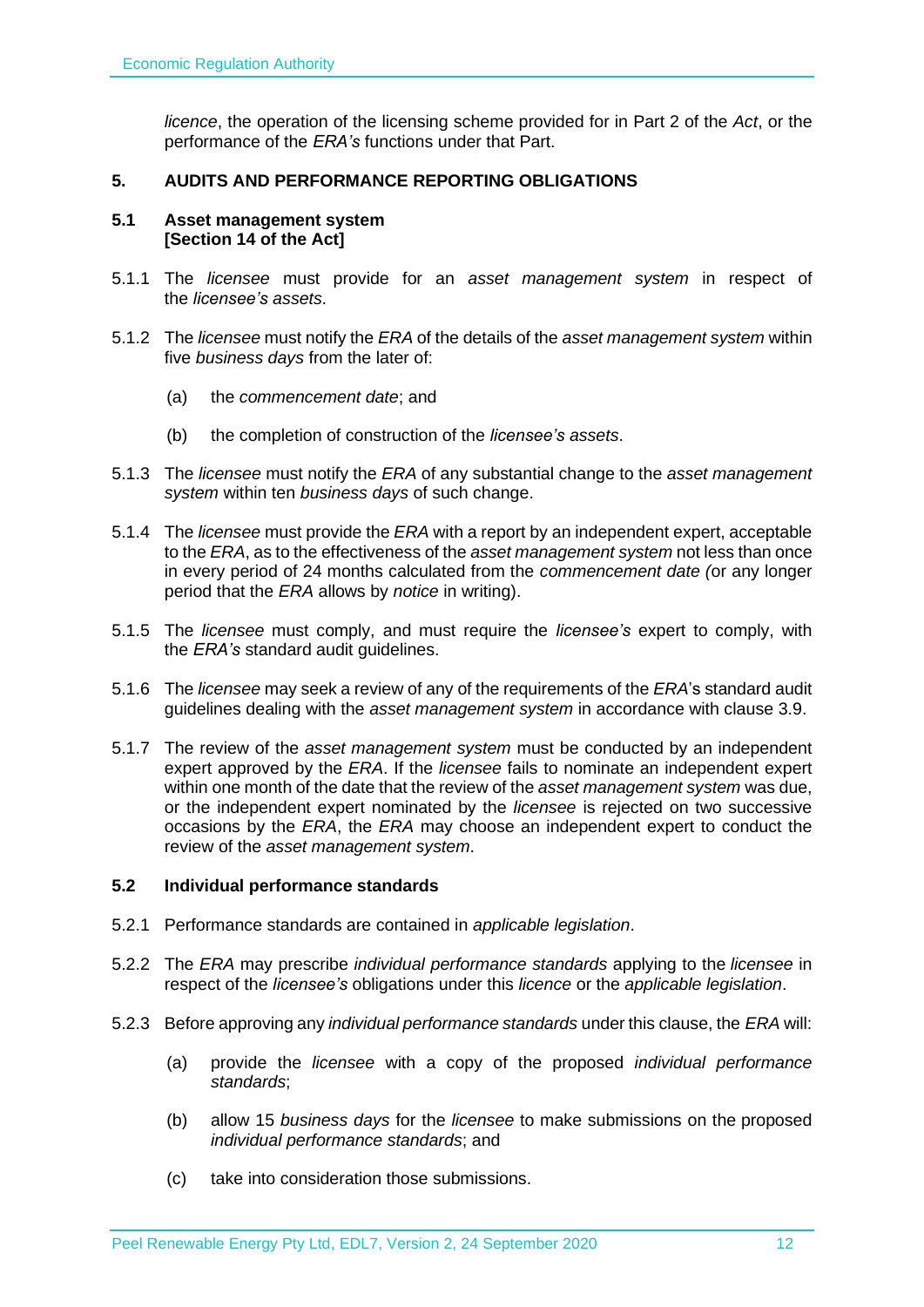*licence*, the operation of the licensing scheme provided for in Part 2 of the *Act*, or the performance of the *ERA's* functions under that Part.

## 5. AUDITS AND PERFORMANCE REPORTING OBLIGATIONS

### 5.1 Asset management system [Section 14 of the Act]

5.1.1 The *licensee* must provide for an *asset management system* in respect of the *licensee's assets*.

5.1.2 The *licensee* must notify the *ERA* of the details of the *asset management system* within five *business days* from the later of:

(a) the *commencement date*; and

(b) the completion of construction of the *licensee's assets*.

5.1.3 The *licensee* must notify the *ERA* of any substantial change to the *asset management system* within ten *business days* of such change.

5.1.4 The *licensee* must provide the *ERA* with a report by an independent expert, acceptable to the *ERA*, as to the effectiveness of the *asset management system* not less than once in every period of 24 months calculated from the *commencement date (*or any longer period that the *ERA* allows by *notice* in writing).

5.1.5 The *licensee* must comply, and must require the *licensee's* expert to comply, with the *ERA's* standard audit guidelines.

5.1.6 The *licensee* may seek a review of any of the requirements of the *ERA*'s standard audit guidelines dealing with the *asset management system* in accordance with clause 3.9.

5.1.7 The review of the *asset management system* must be conducted by an independent expert approved by the *ERA*. If the *licensee* fails to nominate an independent expert within one month of the date that the review of the *asset management system* was due, or the independent expert nominated by the *licensee* is rejected on two successive occasions by the *ERA*, the *ERA* may choose an independent expert to conduct the review of the *asset management system*.

### 5.2 Individual performance standards

5.2.1 Performance standards are contained in *applicable legislation*.

5.2.2 The *ERA* may prescribe *individual performance standards* applying to the *licensee* in respect of the *licensee's* obligations under this *licence* or the *applicable legislation*.

5.2.3 Before approving any *individual performance standards* under this clause, the *ERA* will:

(a) provide the *licensee* with a copy of the proposed *individual performance standards*;

(b) allow 15 *business days* for the *licensee* to make submissions on the proposed *individual performance standards*; and

(c) take into consideration those submissions.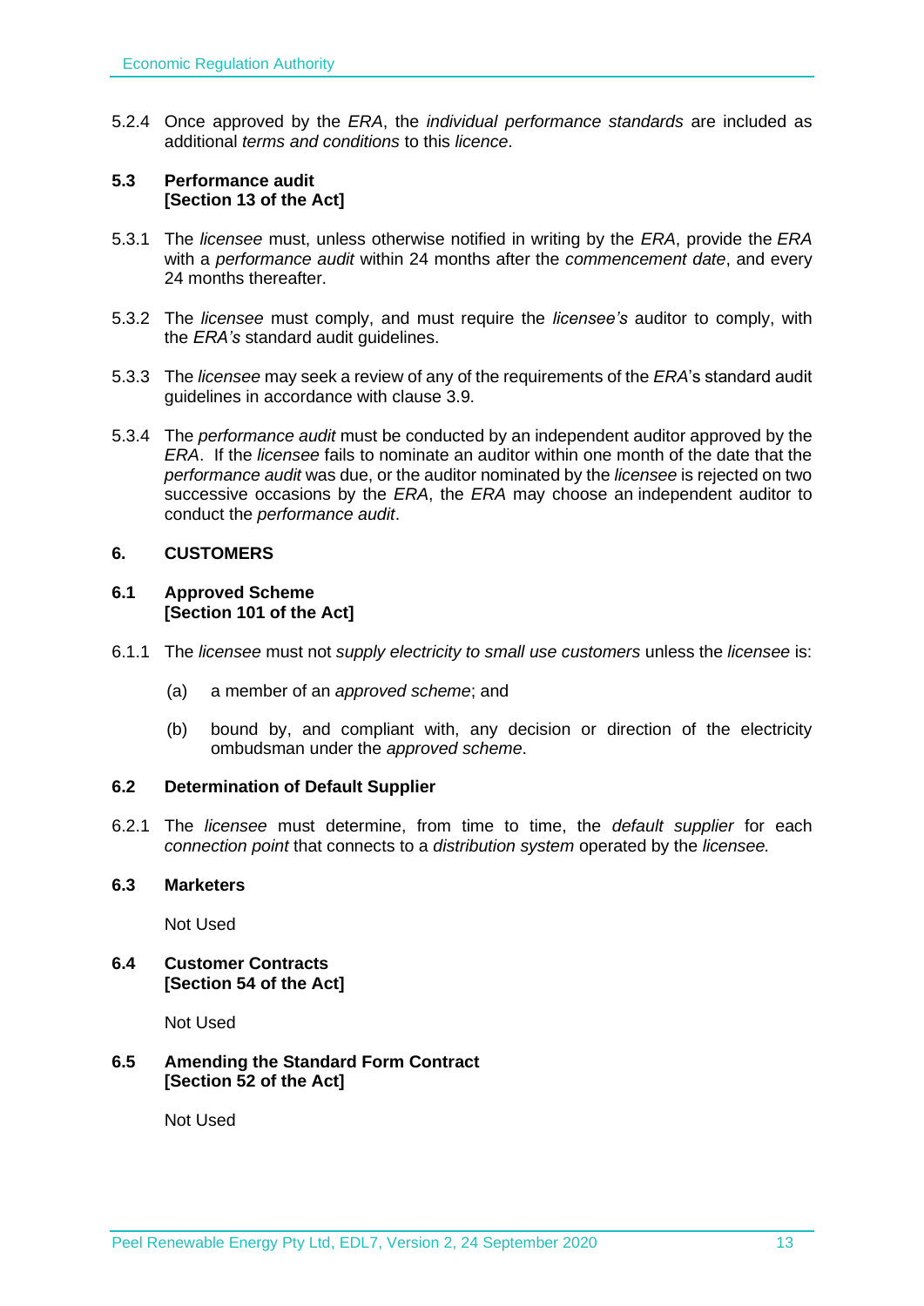5.2.4 Once approved by the *ERA*, the *individual performance standards* are included as additional *terms and conditions* to this *licence*.

### 5.3 Performance audit [Section 13 of the Act]

5.3.1 The *licensee* must, unless otherwise notified in writing by the *ERA*, provide the *ERA* with a *performance audit* within 24 months after the *commencement date*, and every 24 months thereafter.

5.3.2 The *licensee* must comply, and must require the *licensee's* auditor to comply, with the *ERA's* standard audit guidelines.

5.3.3 The *licensee* may seek a review of any of the requirements of the *ERA*'s standard audit guidelines in accordance with clause 3.9.

5.3.4 The *performance audit* must be conducted by an independent auditor approved by the *ERA*. If the *licensee* fails to nominate an auditor within one month of the date that the *performance audit* was due, or the auditor nominated by the *licensee* is rejected on two successive occasions by the *ERA*, the *ERA* may choose an independent auditor to conduct the *performance audit*.

## 6. CUSTOMERS

### 6.1 Approved Scheme [Section 101 of the Act]

6.1.1 The *licensee* must not *supply electricity to small use customers* unless the *licensee* is:

(a) a member of an *approved scheme*; and

(b) bound by, and compliant with, any decision or direction of the electricity ombudsman under the *approved scheme*.

### 6.2 Determination of Default Supplier

6.2.1 The *licensee* must determine, from time to time, the *default supplier* for each *connection point* that connects to a *distribution system* operated by the *licensee.*

### 6.3 Marketers

Not Used

### 6.4 Customer Contracts [Section 54 of the Act]

Not Used

### 6.5 Amending the Standard Form Contract [Section 52 of the Act]

Not Used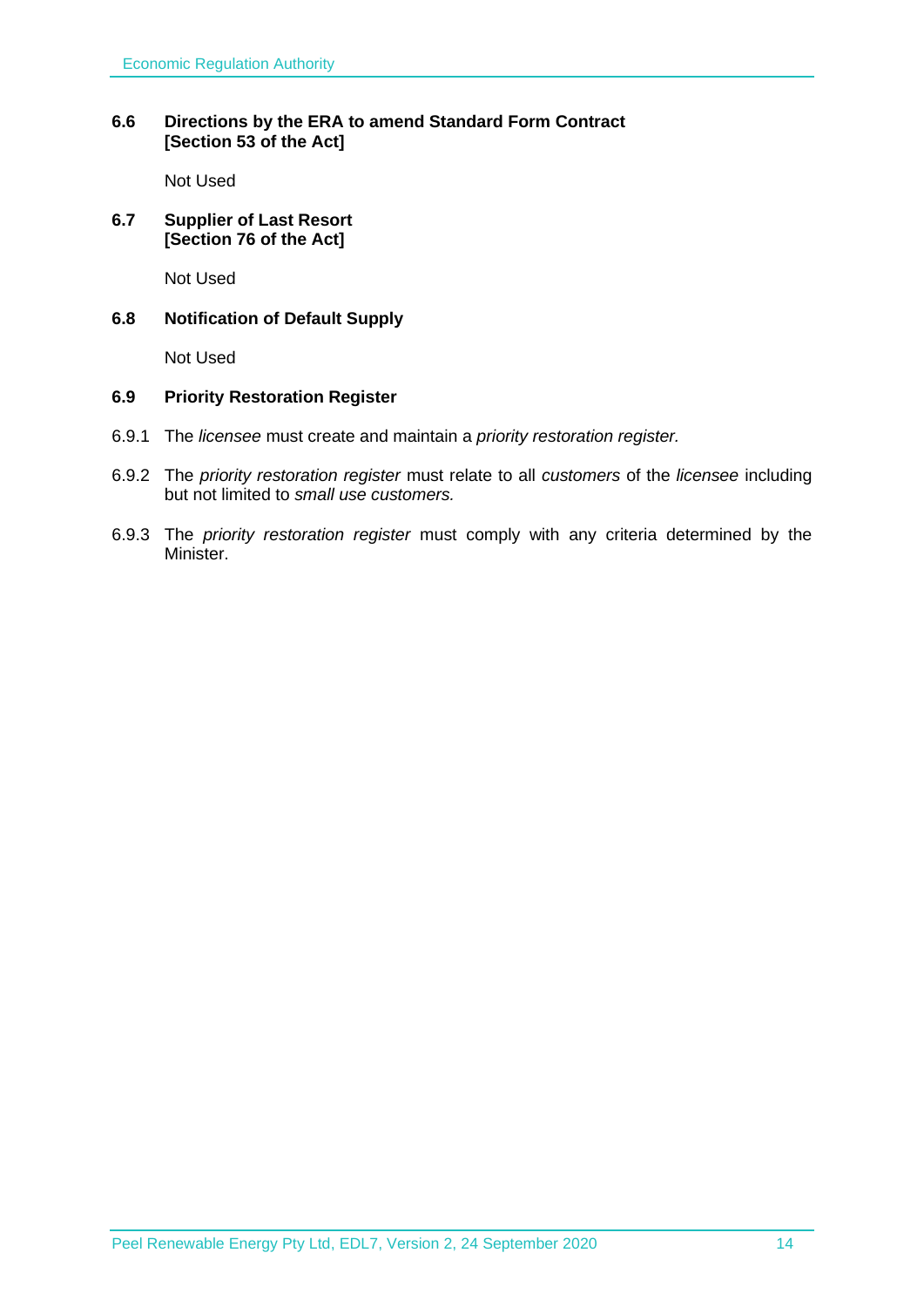### 6.6 Directions by the ERA to amend Standard Form Contract [Section 53 of the Act]

Not Used

### 6.7 Supplier of Last Resort [Section 76 of the Act]

Not Used

### 6.8 Notification of Default Supply

Not Used

### 6.9 Priority Restoration Register

6.9.1 The *licensee* must create and maintain a *priority restoration register.*

6.9.2 The *priority restoration register* must relate to all *customers* of the *licensee* including but not limited to *small use customers.*

6.9.3 The *priority restoration register* must comply with any criteria determined by the Minister.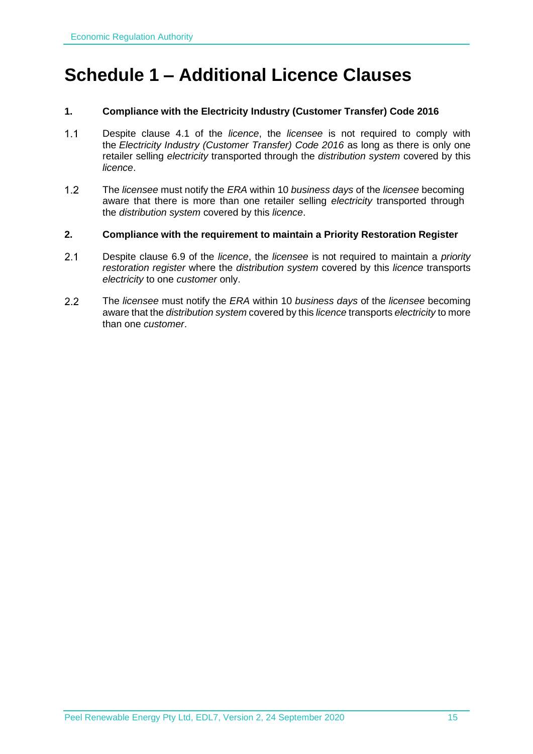# Schedule 1 – Additional Licence Clauses

**1. Compliance with the Electricity Industry (Customer Transfer) Code 2016**

1.1 Despite clause 4.1 of the *licence*, the *licensee* is not required to comply with the *Electricity Industry (Customer Transfer) Code 2016* as long as there is only one retailer selling *electricity* transported through the *distribution system* covered by this *licence*.

1.2 The *licensee* must notify the *ERA* within 10 *business days* of the *licensee* becoming aware that there is more than one retailer selling *electricity* transported through the *distribution system* covered by this *licence*.

**2. Compliance with the requirement to maintain a Priority Restoration Register**

2.1 Despite clause 6.9 of the *licence*, the *licensee* is not required to maintain a *priority restoration register* where the *distribution system* covered by this *licence* transports *electricity* to one *customer* only.

2.2 The *licensee* must notify the *ERA* within 10 *business days* of the *licensee* becoming aware that the *distribution system* covered by this *licence* transports *electricity* to more than one *customer*.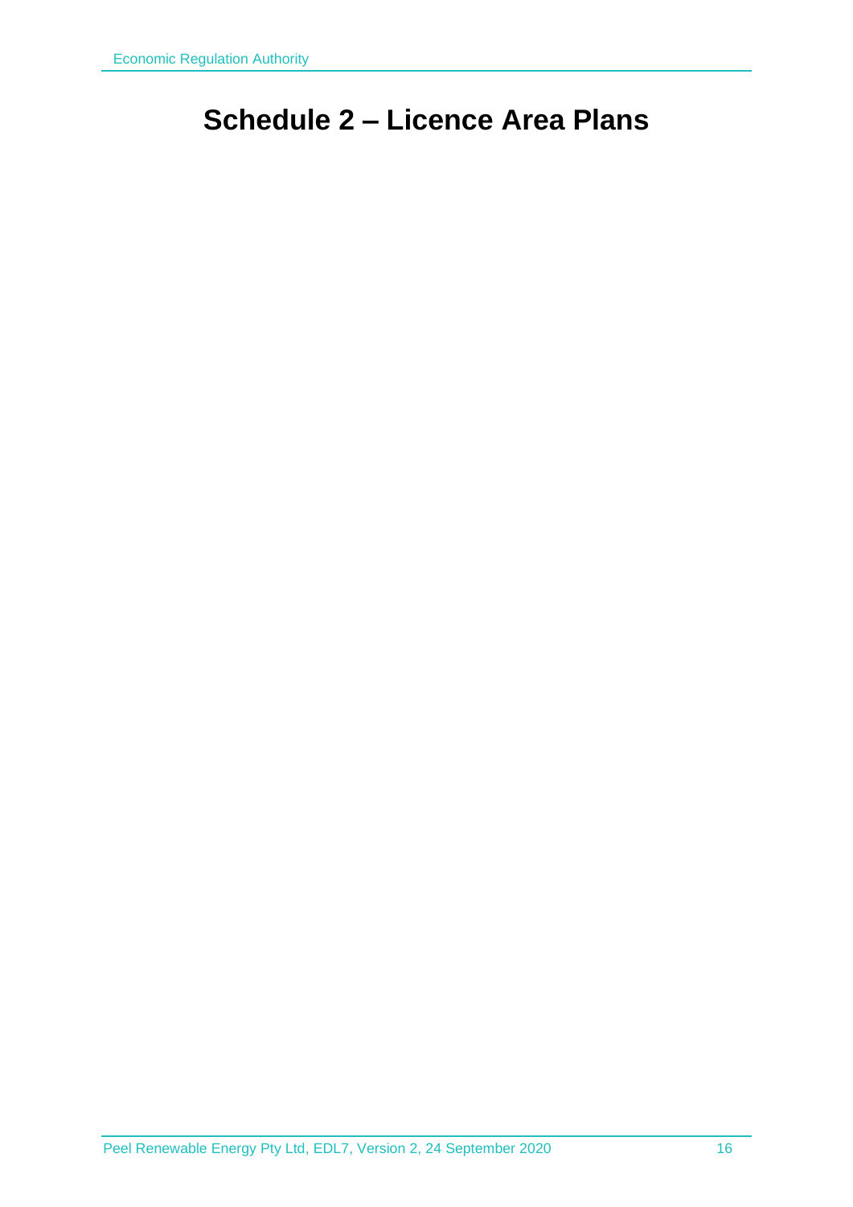# Schedule 2 – Licence Area Plans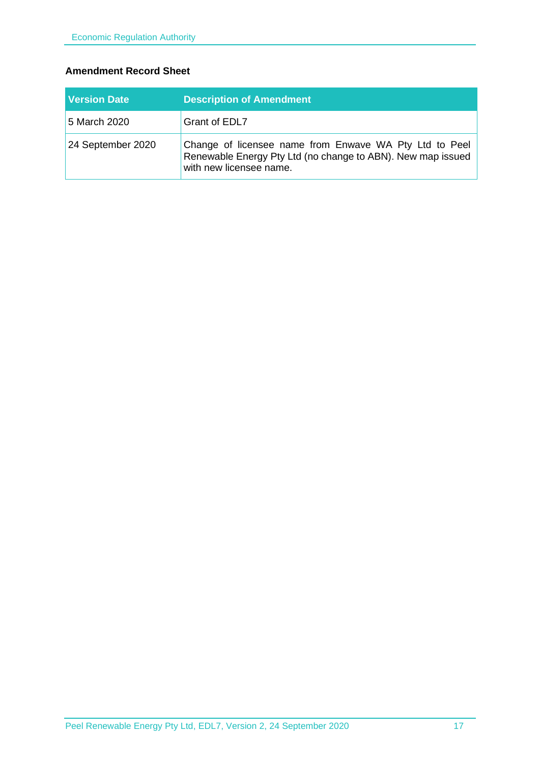**Amendment Record Sheet**

| Version Date | Description of Amendment |
| --- | --- |
| 5 March 2020 | Grant of EDL7 |
| 24 September 2020 | Change of licensee name from Enwave WA Pty Ltd to Peel Renewable Energy Pty Ltd (no change to ABN). New map issued with new licensee name. |